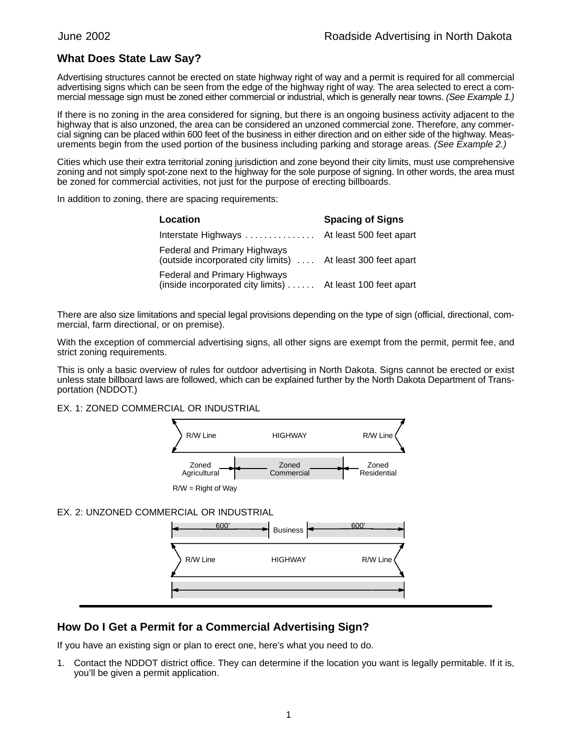## What Does State Law Say?

Advertising structures cannot be erected on state highway right of way and a permit is required for all commercial advertising signs which can be seen from the edge of the highway right of way. The area selected to erect a commercial message sign must be zoned either commercial or industrial, which is generally near towns. *(See Example 1.)*

If there is no zoning in the area considered for signing, but there is an ongoing business activity adjacent to the highway that is also unzoned, the area can be considered an unzoned commercial zone. Therefore, any commercial signing can be placed within 600 feet of the business in either direction and on either side of the highway. Measurements begin from the used portion of the business including parking and storage areas. *(See Example 2.)*

Cities which use their extra territorial zoning jurisdiction and zone beyond their city limits, must use comprehensive zoning and not simply spot-zone next to the highway for the sole purpose of signing. In other words, the area must be zoned for commercial activities, not just for the purpose of erecting billboards.

In addition to zoning, there are spacing requirements:

| Location | Spacing of Signs |
|---|---|
| Interstate Highways | At least 500 feet apart |
| Federal and Primary Highways (outside incorporated city limits) | At least 300 feet apart |
| Federal and Primary Highways (inside incorporated city limits) | At least 100 feet apart |

There are also size limitations and special legal provisions depending on the type of sign (official, directional, commercial, farm directional, or on premise).

With the exception of commercial advertising signs, all other signs are exempt from the permit, permit fee, and strict zoning requirements.

This is only a basic overview of rules for outdoor advertising in North Dakota. Signs cannot be erected or exist unless state billboard laws are followed, which can be explained further by the North Dakota Department of Transportation (NDDOT.)

EX. 1: ZONED COMMERCIAL OR INDUSTRIAL

R/W Line — HIGHWAY — R/W Line

Zoned Agricultural | Zoned Commercial | Zoned Residential

R/W = Right of Way

EX. 2: UNZONED COMMERCIAL OR INDUSTRIAL

600' | Business | 600'

R/W Line — HIGHWAY — R/W Line

## How Do I Get a Permit for a Commercial Advertising Sign?

If you have an existing sign or plan to erect one, here's what you need to do.

1. Contact the NDDOT district office. They can determine if the location you want is legally permitable. If it is, you'll be given a permit application.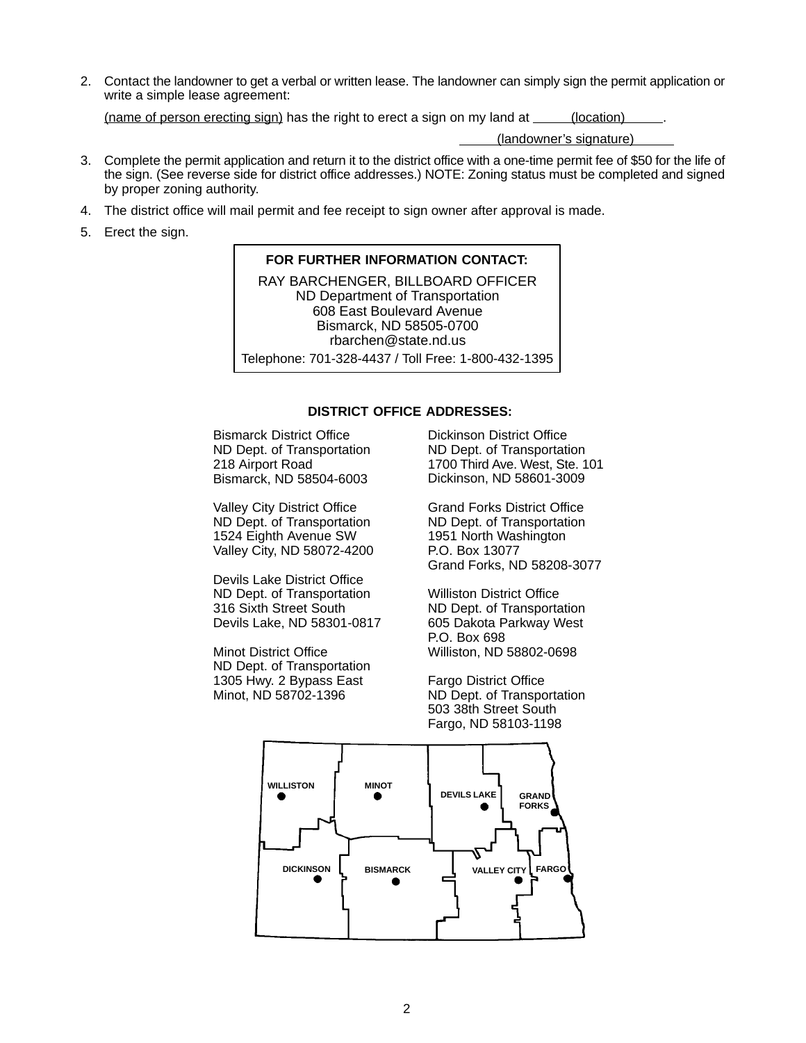2. Contact the landowner to get a verbal or written lease. The landowner can simply sign the permit application or write a simple lease agreement:

   (name of person erecting sign) has the right to erect a sign on my land at _____(location)_____.

   _____(landowner's signature)_____

3. Complete the permit application and return it to the district office with a one-time permit fee of $50 for the life of the sign. (See reverse side for district office addresses.) NOTE: Zoning status must be completed and signed by proper zoning authority.
4. The district office will mail permit and fee receipt to sign owner after approval is made.
5. Erect the sign.

**FOR FURTHER INFORMATION CONTACT:**

RAY BARCHENGER, BILLBOARD OFFICER
ND Department of Transportation
608 East Boulevard Avenue
Bismarck, ND 58505-0700
rbarchen@state.nd.us

Telephone: 701-328-4437 / Toll Free: 1-800-432-1395

**DISTRICT OFFICE ADDRESSES:**

Bismarck District Office
ND Dept. of Transportation
218 Airport Road
Bismarck, ND 58504-6003

Valley City District Office
ND Dept. of Transportation
1524 Eighth Avenue SW
Valley City, ND 58072-4200

Devils Lake District Office
ND Dept. of Transportation
316 Sixth Street South
Devils Lake, ND 58301-0817

Minot District Office
ND Dept. of Transportation
1305 Hwy. 2 Bypass East
Minot, ND 58702-1396

Dickinson District Office
ND Dept. of Transportation
1700 Third Ave. West, Ste. 101
Dickinson, ND 58601-3009

Grand Forks District Office
ND Dept. of Transportation
1951 North Washington
P.O. Box 13077
Grand Forks, ND 58208-3077

Williston District Office
ND Dept. of Transportation
605 Dakota Parkway West
P.O. Box 698
Williston, ND 58802-0698

Fargo District Office
ND Dept. of Transportation
503 38th Street South
Fargo, ND 58103-1198

WILLISTON
MINOT
DEVILS LAKE
GRAND FORKS
DICKINSON
BISMARCK
VALLEY CITY
FARGO